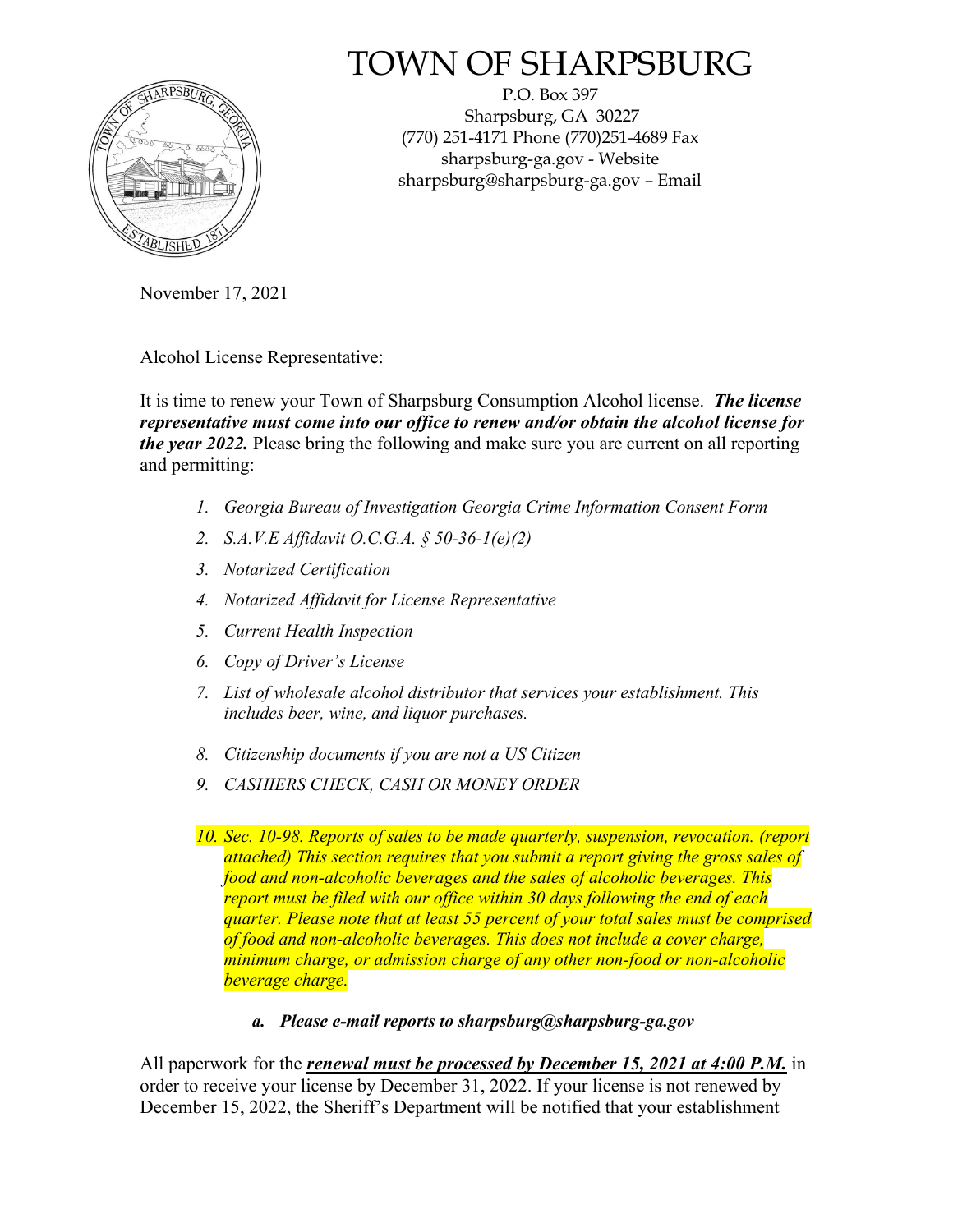# TOWN OF SHARPSBURG

P.O. Box 397
Sharpsburg, GA 30227
(770) 251-4171 Phone (770)251-4689 Fax
sharpsburg-ga.gov - Website
sharpsburg@sharpsburg-ga.gov – Email

November 17, 2021

Alcohol License Representative:

It is time to renew your Town of Sharpsburg Consumption Alcohol license. ***The license representative must come into our office to renew and/or obtain the alcohol license for the year 2022.*** Please bring the following and make sure you are current on all reporting and permitting:

1. *Georgia Bureau of Investigation Georgia Crime Information Consent Form*
2. *S.A.V.E Affidavit O.C.G.A. § 50-36-1(e)(2)*
3. *Notarized Certification*
4. *Notarized Affidavit for License Representative*
5. *Current Health Inspection*
6. *Copy of Driver's License*
7. *List of wholesale alcohol distributor that services your establishment. This includes beer, wine, and liquor purchases.*
8. *Citizenship documents if you are not a US Citizen*
9. *CASHIERS CHECK, CASH OR MONEY ORDER*
10. *Sec. 10-98. Reports of sales to be made quarterly, suspension, revocation. (report attached) This section requires that you submit a report giving the gross sales of food and non-alcoholic beverages and the sales of alcoholic beverages. This report must be filed with our office within 30 days following the end of each quarter. Please note that at least 55 percent of your total sales must be comprised of food and non-alcoholic beverages. This does not include a cover charge, minimum charge, or admission charge of any other non-food or non-alcoholic beverage charge.*
    a. ***Please e-mail reports to sharpsburg@sharpsburg-ga.gov***

All paperwork for the ***renewal must be processed by December 15, 2021 at 4:00 P.M.*** in order to receive your license by December 31, 2022. If your license is not renewed by December 15, 2022, the Sheriff's Department will be notified that your establishment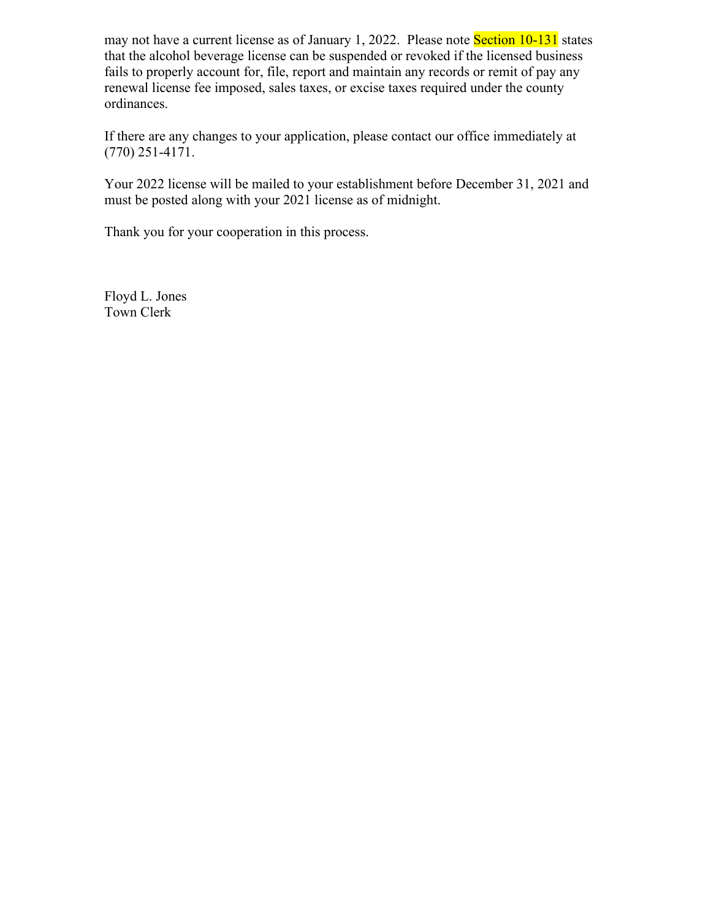may not have a current license as of January 1, 2022. Please note Section 10-131 states that the alcohol beverage license can be suspended or revoked if the licensed business fails to properly account for, file, report and maintain any records or remit of pay any renewal license fee imposed, sales taxes, or excise taxes required under the county ordinances.

If there are any changes to your application, please contact our office immediately at (770) 251-4171.

Your 2022 license will be mailed to your establishment before December 31, 2021 and must be posted along with your 2021 license as of midnight.

Thank you for your cooperation in this process.

Floyd L. Jones
Town Clerk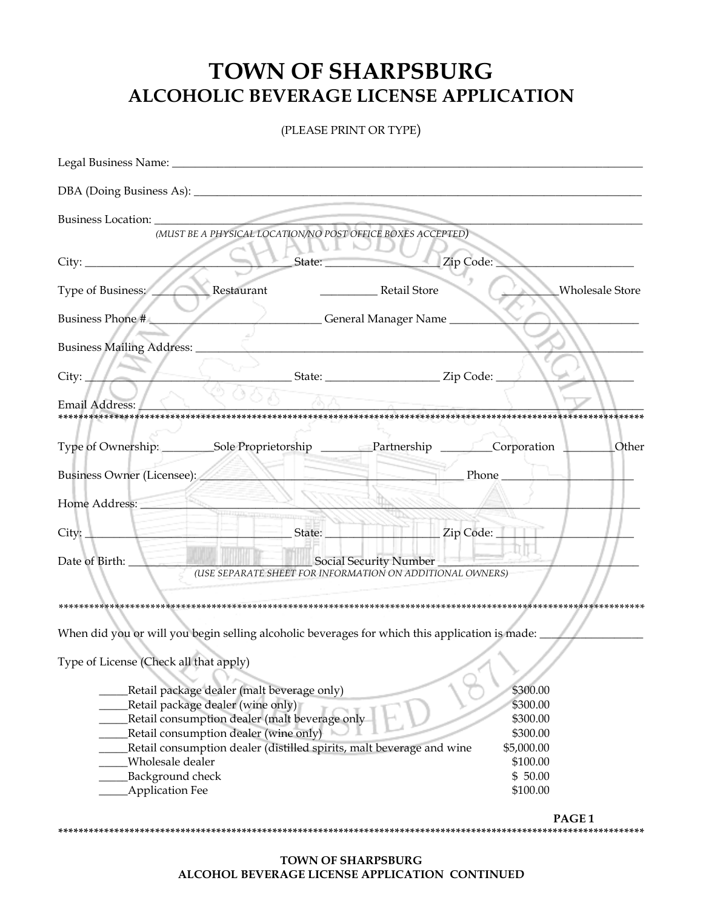# TOWN OF SHARPSBURG
## ALCOHOLIC BEVERAGE LICENSE APPLICATION

(PLEASE PRINT OR TYPE)

Legal Business Name: ___________________________________________________________________________

DBA (Doing Business As): _______________________________________________________________________

Business Location: _____________________________________________________________________________
*(MUST BE A PHYSICAL LOCATION/NO POST OFFICE BOXES ACCEPTED)*

City: ________________________________ State: __________________ Zip Code: ______________________

Type of Business: _________ Restaurant _________ Retail Store _________Wholesale Store

Business Phone # ___________________________ General Manager Name _____________________________

Business Mailing Address: _______________________________________________________________________

City: ________________________________ State: __________________ Zip Code: ______________________

Email Address: ___________________________________________________________________________________

*******************************************************************************************************************

Type of Ownership: ________Sole Proprietorship ________Partnership ________Corporation ________Other

Business Owner (Licensee): ________________________________________ Phone _____________________

Home Address: ___________________________________________________________________________________

City: ________________________________ State: __________________ Zip Code: ______________________

Date of Birth: ____________________________ Social Security Number ___________________________________
*(USE SEPARATE SHEET FOR INFORMATION ON ADDITIONAL OWNERS)*

*******************************************************************************************************************

When did you or will you begin selling alcoholic beverages for which this application is made: _________________

Type of License (Check all that apply)

| | License | Fee |
|---|---|---|
| _____ | Retail package dealer (malt beverage only) | $300.00 |
| _____ | Retail package dealer (wine only) | $300.00 |
| _____ | Retail consumption dealer (malt beverage only | $300.00 |
| _____ | Retail consumption dealer (wine only) | $300.00 |
| _____ | Retail consumption dealer (distilled spirits, malt beverage and wine | $5,000.00 |
| _____ | Wholesale dealer | $100.00 |
| _____ | Background check | $ 50.00 |
| _____ | Application Fee | $100.00 |

*******************************************************************************************************************

**TOWN OF SHARPSBURG**
**ALCOHOL BEVERAGE LICENSE APPLICATION CONTINUED**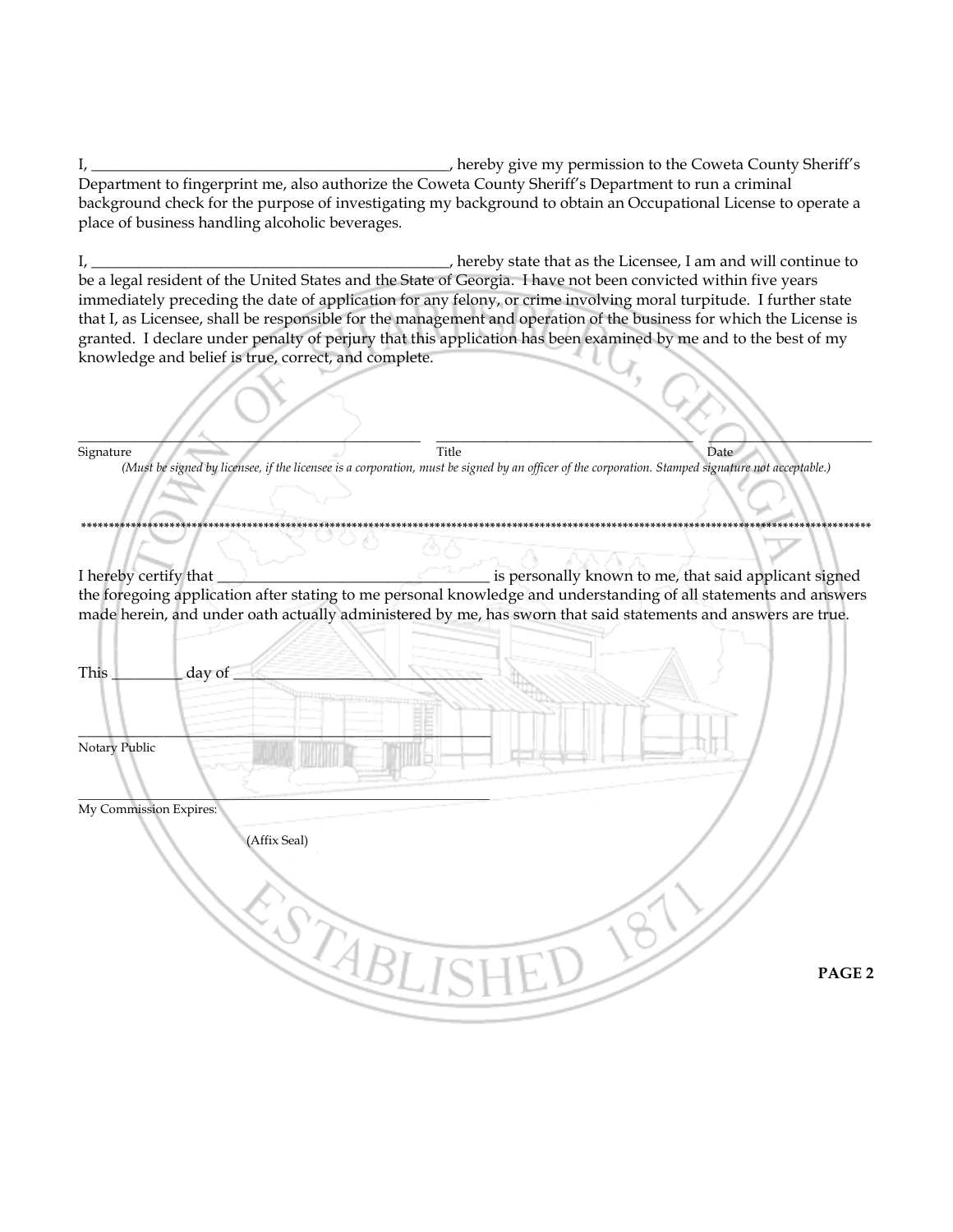I, ________________________________________________, hereby give my permission to the Coweta County Sheriff's Department to fingerprint me, also authorize the Coweta County Sheriff's Department to run a criminal background check for the purpose of investigating my background to obtain an Occupational License to operate a place of business handling alcoholic beverages.

I, ________________________________________________, hereby state that as the Licensee, I am and will continue to be a legal resident of the United States and the State of Georgia. I have not been convicted within five years immediately preceding the date of application for any felony, or crime involving moral turpitude. I further state that I, as Licensee, shall be responsible for the management and operation of the business for which the License is granted. I declare under penalty of perjury that this application has been examined by me and to the best of my knowledge and belief is true, correct, and complete.

________________________________________________ ____________________________________ ______________________

Signature Title Date

*(Must be signed by licensee, if the licensee is a corporation, must be signed by an officer of the corporation. Stamped signature not acceptable.)*

****************************************************************************************************************************************

I hereby certify that ____________________________________ is personally known to me, that said applicant signed the foregoing application after stating to me personal knowledge and understanding of all statements and answers made herein, and under oath actually administered by me, has sworn that said statements and answers are true.

This _________ day of _________________________________

_____________________________________________________________

Notary Public

_____________________________________________________________

My Commission Expires:

(Affix Seal)

**PAGE 2**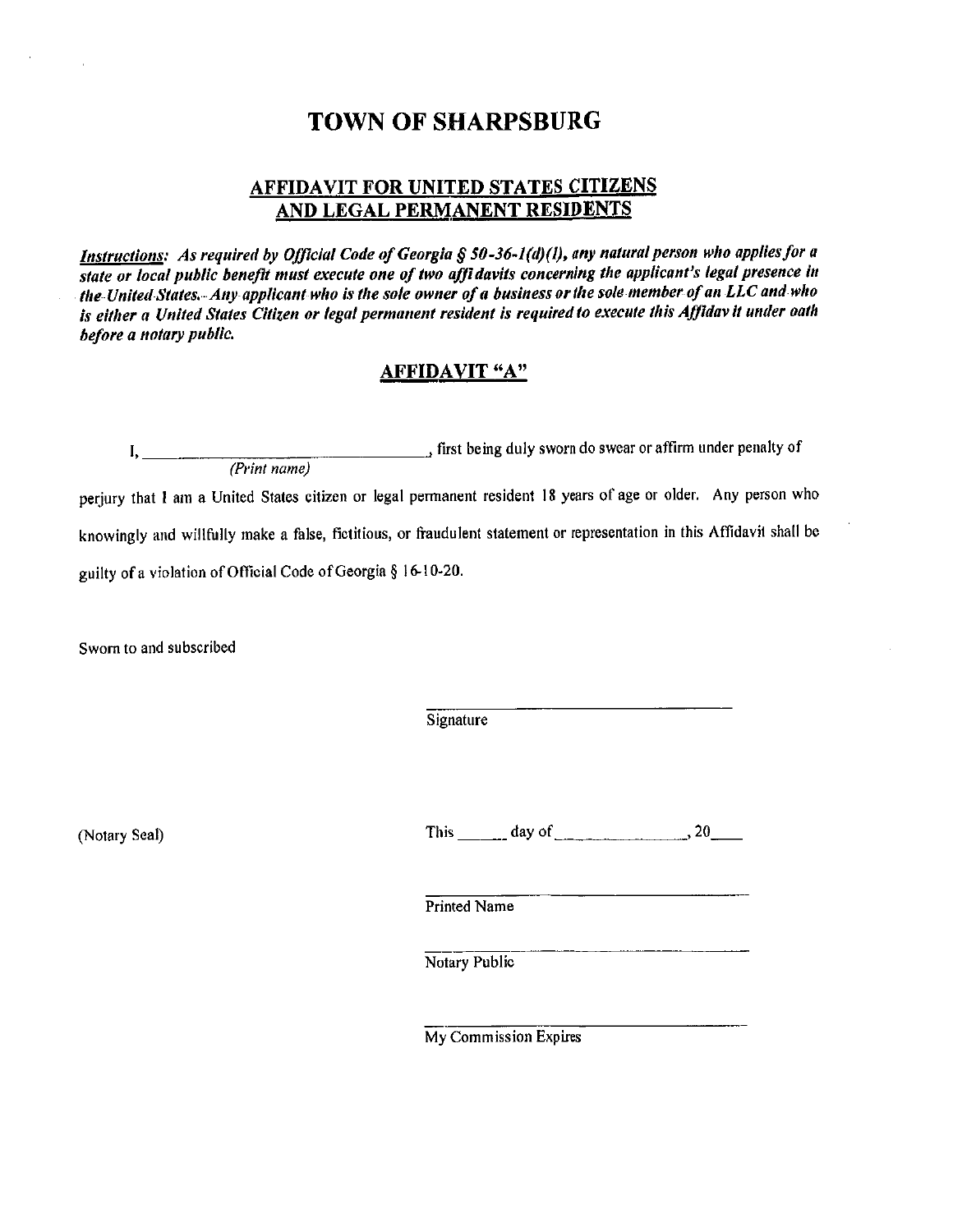# TOWN OF SHARPSBURG

## AFFIDAVIT FOR UNITED STATES CITIZENS AND LEGAL PERMANENT RESIDENTS

***Instructions:*** *As required by Official Code of Georgia § 50-36-1(d)(1), any natural person who applies for a state or local public benefit must execute one of two affidavits concerning the applicant's legal presence in the United States. Any applicant who is the sole owner of a business or the sole member of an LLC and who is either a United States Citizen or legal permanent resident is required to execute this Affidavit under oath before a notary public.*

## AFFIDAVIT "A"

I, ________________________________, first being duly sworn do swear or affirm under penalty of
*(Print name)*

perjury that I am a United States citizen or legal permanent resident 18 years of age or older. Any person who knowingly and willfully make a false, fictitious, or fraudulent statement or representation in this Affidavit shall be guilty of a violation of Official Code of Georgia § 16-10-20.

Sworn to and subscribed

________________________________
Signature

(Notary Seal)

This ______ day of ________________, 20____

________________________________
Printed Name

________________________________
Notary Public

________________________________
My Commission Expires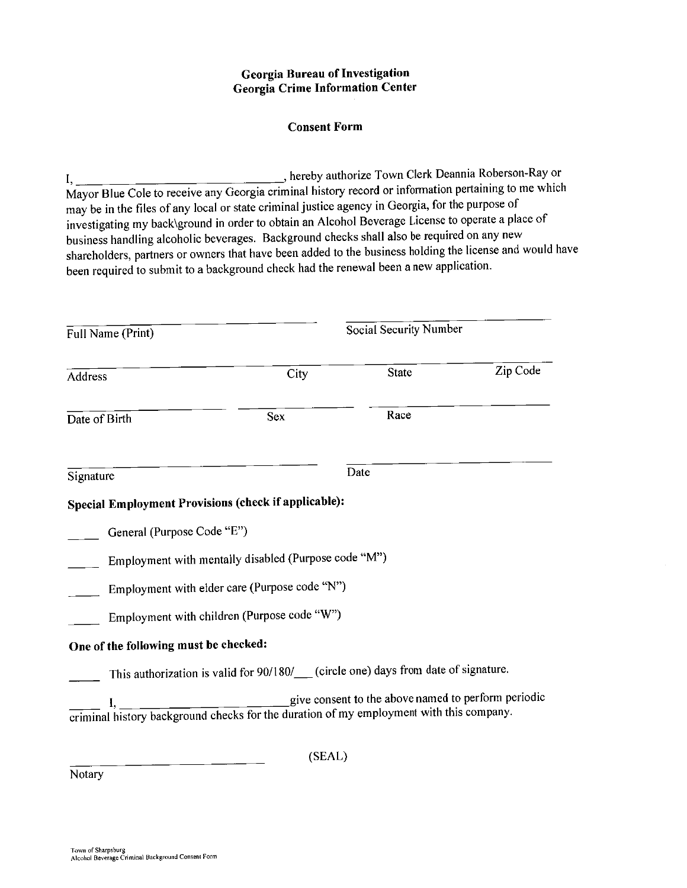**Georgia Bureau of Investigation**
**Georgia Crime Information Center**

**Consent Form**

I, ______________________________________, hereby authorize Town Clerk Deannia Roberson-Ray or Mayor Blue Cole to receive any Georgia criminal history record or information pertaining to me which may be in the files of any local or state criminal justice agency in Georgia, for the purpose of investigating my back\ground in order to obtain an Alcohol Beverage License to operate a place of business handling alcoholic beverages. Background checks shall also be required on any new shareholders, partners or owners that have been added to the business holding the license and would have been required to submit to a background check had the renewal been a new application.

______________________________ ______________________________
Full Name (Print) Social Security Number

______________________________ ____________ ____________ ____________
Address City State Zip Code

______________________________ ____________ ______________________________
Date of Birth Sex Race

______________________________ ______________________________
Signature Date

**Special Employment Provisions (check if applicable):**

____ General (Purpose Code "E")

____ Employment with mentally disabled (Purpose code "M")

____ Employment with elder care (Purpose code "N")

____ Employment with children (Purpose code "W")

**One of the following must be checked:**

____ This authorization is valid for 90/180/___ (circle one) days from date of signature.

____ I, ______________________________give consent to the above named to perform periodic criminal history background checks for the duration of my employment with this company.

______________________________ (SEAL)
Notary

Town of Sharpsburg
Alcohol Beverage Criminal Background Consent Form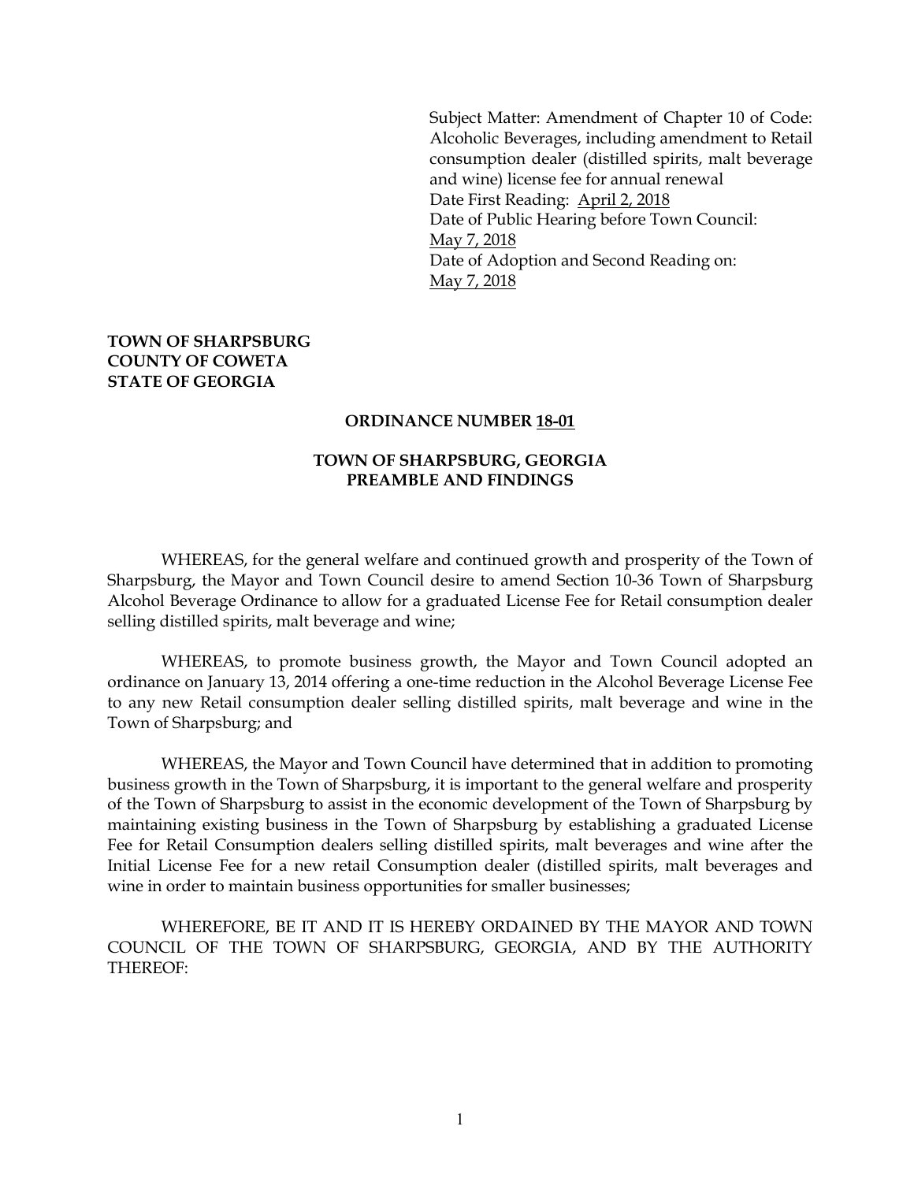Subject Matter: Amendment of Chapter 10 of Code: Alcoholic Beverages, including amendment to Retail consumption dealer (distilled spirits, malt beverage and wine) license fee for annual renewal
Date First Reading: April 2, 2018
Date of Public Hearing before Town Council: May 7, 2018
Date of Adoption and Second Reading on: May 7, 2018

**TOWN OF SHARPSBURG**
**COUNTY OF COWETA**
**STATE OF GEORGIA**

**ORDINANCE NUMBER 18-01**

**TOWN OF SHARPSBURG, GEORGIA**
**PREAMBLE AND FINDINGS**

WHEREAS, for the general welfare and continued growth and prosperity of the Town of Sharpsburg, the Mayor and Town Council desire to amend Section 10-36 Town of Sharpsburg Alcohol Beverage Ordinance to allow for a graduated License Fee for Retail consumption dealer selling distilled spirits, malt beverage and wine;

WHEREAS, to promote business growth, the Mayor and Town Council adopted an ordinance on January 13, 2014 offering a one-time reduction in the Alcohol Beverage License Fee to any new Retail consumption dealer selling distilled spirits, malt beverage and wine in the Town of Sharpsburg; and

WHEREAS, the Mayor and Town Council have determined that in addition to promoting business growth in the Town of Sharpsburg, it is important to the general welfare and prosperity of the Town of Sharpsburg to assist in the economic development of the Town of Sharpsburg by maintaining existing business in the Town of Sharpsburg by establishing a graduated License Fee for Retail Consumption dealers selling distilled spirits, malt beverages and wine after the Initial License Fee for a new retail Consumption dealer (distilled spirits, malt beverages and wine in order to maintain business opportunities for smaller businesses;

WHEREFORE, BE IT AND IT IS HEREBY ORDAINED BY THE MAYOR AND TOWN COUNCIL OF THE TOWN OF SHARPSBURG, GEORGIA, AND BY THE AUTHORITY THEREOF: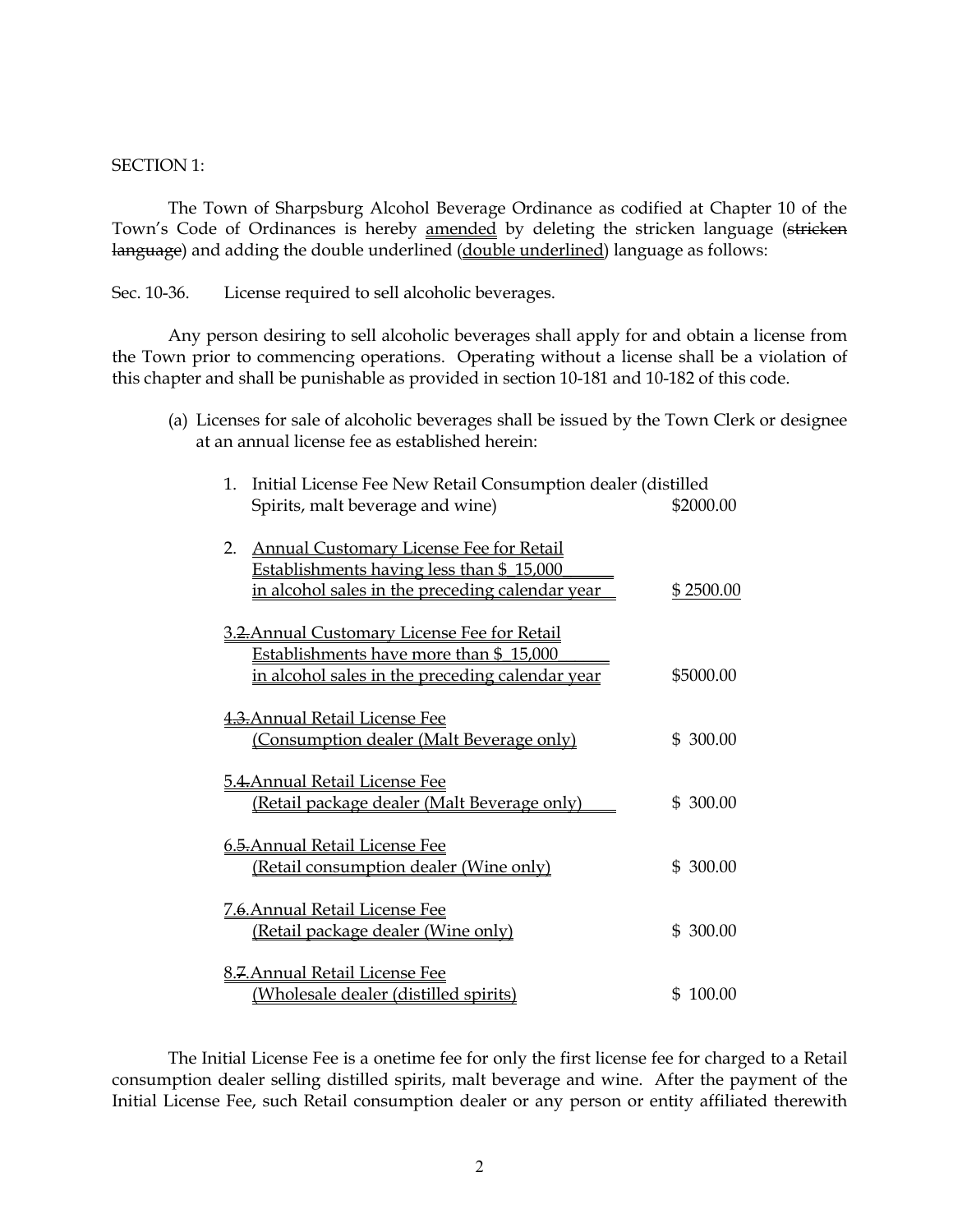SECTION 1:

The Town of Sharpsburg Alcohol Beverage Ordinance as codified at Chapter 10 of the Town's Code of Ordinances is hereby amended by deleting the stricken language (~~stricken language~~) and adding the double underlined (double underlined) language as follows:

Sec. 10-36. License required to sell alcoholic beverages.

Any person desiring to sell alcoholic beverages shall apply for and obtain a license from the Town prior to commencing operations. Operating without a license shall be a violation of this chapter and shall be punishable as provided in section 10-181 and 10-182 of this code.

(a) Licenses for sale of alcoholic beverages shall be issued by the Town Clerk or designee at an annual license fee as established herein:

| | |
|---|---|
| 1. Initial License Fee New Retail Consumption dealer (distilled Spirits, malt beverage and wine) | \$2000.00 |
| 2. Annual Customary License Fee for Retail Establishments having less than \$_15,000______ in alcohol sales in the preceding calendar year | \$ 2500.00 |
| 3.~~2.~~ Annual Customary License Fee for Retail Establishments have more than \$_15,000______ in alcohol sales in the preceding calendar year | \$5000.00 |
| 4.~~3.~~ Annual Retail License Fee (Consumption dealer (Malt Beverage only) | \$ 300.00 |
| 5.~~4.~~ Annual Retail License Fee (Retail package dealer (Malt Beverage only) | \$ 300.00 |
| 6.~~5.~~ Annual Retail License Fee (Retail consumption dealer (Wine only) | \$ 300.00 |
| 7.~~6.~~ Annual Retail License Fee (Retail package dealer (Wine only) | \$ 300.00 |
| 8.~~7.~~ Annual Retail License Fee (Wholesale dealer (distilled spirits) | \$ 100.00 |

The Initial License Fee is a onetime fee for only the first license fee for charged to a Retail consumption dealer selling distilled spirits, malt beverage and wine. After the payment of the Initial License Fee, such Retail consumption dealer or any person or entity affiliated therewith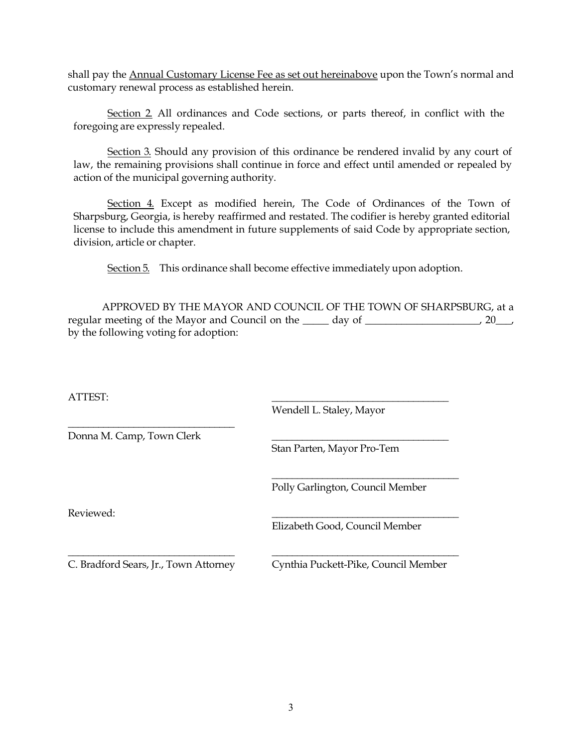shall pay the <u>Annual Customary License Fee as set out hereinabove</u> upon the Town's normal and customary renewal process as established herein.

<u>Section 2.</u> All ordinances and Code sections, or parts thereof, in conflict with the foregoing are expressly repealed.

<u>Section 3.</u> Should any provision of this ordinance be rendered invalid by any court of law, the remaining provisions shall continue in force and effect until amended or repealed by action of the municipal governing authority.

<u>Section 4.</u> Except as modified herein, The Code of Ordinances of the Town of Sharpsburg, Georgia, is hereby reaffirmed and restated. The codifier is hereby granted editorial license to include this amendment in future supplements of said Code by appropriate section, division, article or chapter.

<u>Section 5.</u> This ordinance shall become effective immediately upon adoption.

APPROVED BY THE MAYOR AND COUNCIL OF THE TOWN OF SHARPSBURG, at a regular meeting of the Mayor and Council on the _____ day of ______________________, 20___, by the following voting for adoption:

ATTEST:

___________________________________
Wendell L. Staley, Mayor

_________________________________
Donna M. Camp, Town Clerk

___________________________________
Stan Parten, Mayor Pro-Tem

_____________________________________
Polly Garlington, Council Member

Reviewed:

_____________________________________
Elizabeth Good, Council Member

_________________________________
C. Bradford Sears, Jr., Town Attorney

_____________________________________
Cynthia Puckett-Pike, Council Member